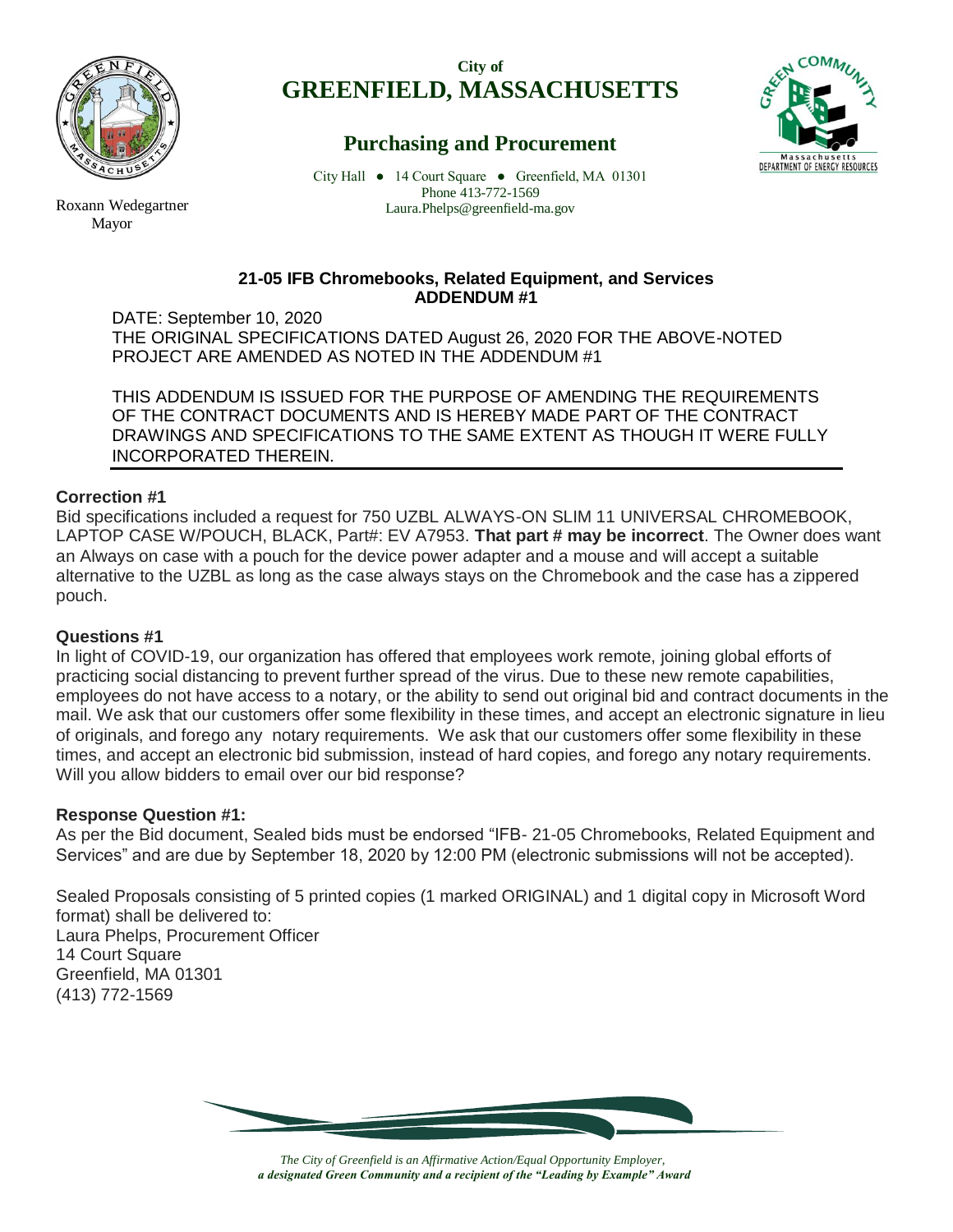Roxann Wedegartner
Mayor

**City of**
# GREENFIELD, MASSACHUSETTS

## Purchasing and Procurement

City Hall ● 14 Court Square ● Greenfield, MA 01301
Phone 413-772-1569
Laura.Phelps@greenfield-ma.gov

**21-05 IFB Chromebooks, Related Equipment, and Services**
**ADDENDUM #1**

DATE: September 10, 2020
THE ORIGINAL SPECIFICATIONS DATED August 26, 2020 FOR THE ABOVE-NOTED PROJECT ARE AMENDED AS NOTED IN THE ADDENDUM #1

THIS ADDENDUM IS ISSUED FOR THE PURPOSE OF AMENDING THE REQUIREMENTS OF THE CONTRACT DOCUMENTS AND IS HEREBY MADE PART OF THE CONTRACT DRAWINGS AND SPECIFICATIONS TO THE SAME EXTENT AS THOUGH IT WERE FULLY INCORPORATED THEREIN.

**Correction #1**

Bid specifications included a request for 750 UZBL ALWAYS-ON SLIM 11 UNIVERSAL CHROMEBOOK, LAPTOP CASE W/POUCH, BLACK, Part#: EV A7953. **That part # may be incorrect**. The Owner does want an Always on case with a pouch for the device power adapter and a mouse and will accept a suitable alternative to the UZBL as long as the case always stays on the Chromebook and the case has a zippered pouch.

**Questions #1**

In light of COVID-19, our organization has offered that employees work remote, joining global efforts of practicing social distancing to prevent further spread of the virus. Due to these new remote capabilities, employees do not have access to a notary, or the ability to send out original bid and contract documents in the mail. We ask that our customers offer some flexibility in these times, and accept an electronic signature in lieu of originals, and forego any notary requirements. We ask that our customers offer some flexibility in these times, and accept an electronic bid submission, instead of hard copies, and forego any notary requirements. Will you allow bidders to email over our bid response?

**Response Question #1:**

As per the Bid document, Sealed bids must be endorsed "IFB- 21-05 Chromebooks, Related Equipment and Services" and are due by September 18, 2020 by 12:00 PM (electronic submissions will not be accepted).

Sealed Proposals consisting of 5 printed copies (1 marked ORIGINAL) and 1 digital copy in Microsoft Word format) shall be delivered to:
Laura Phelps, Procurement Officer
14 Court Square
Greenfield, MA 01301
(413) 772-1569

*The City of Greenfield is an Affirmative Action/Equal Opportunity Employer,*
***a designated Green Community and a recipient of the "Leading by Example" Award***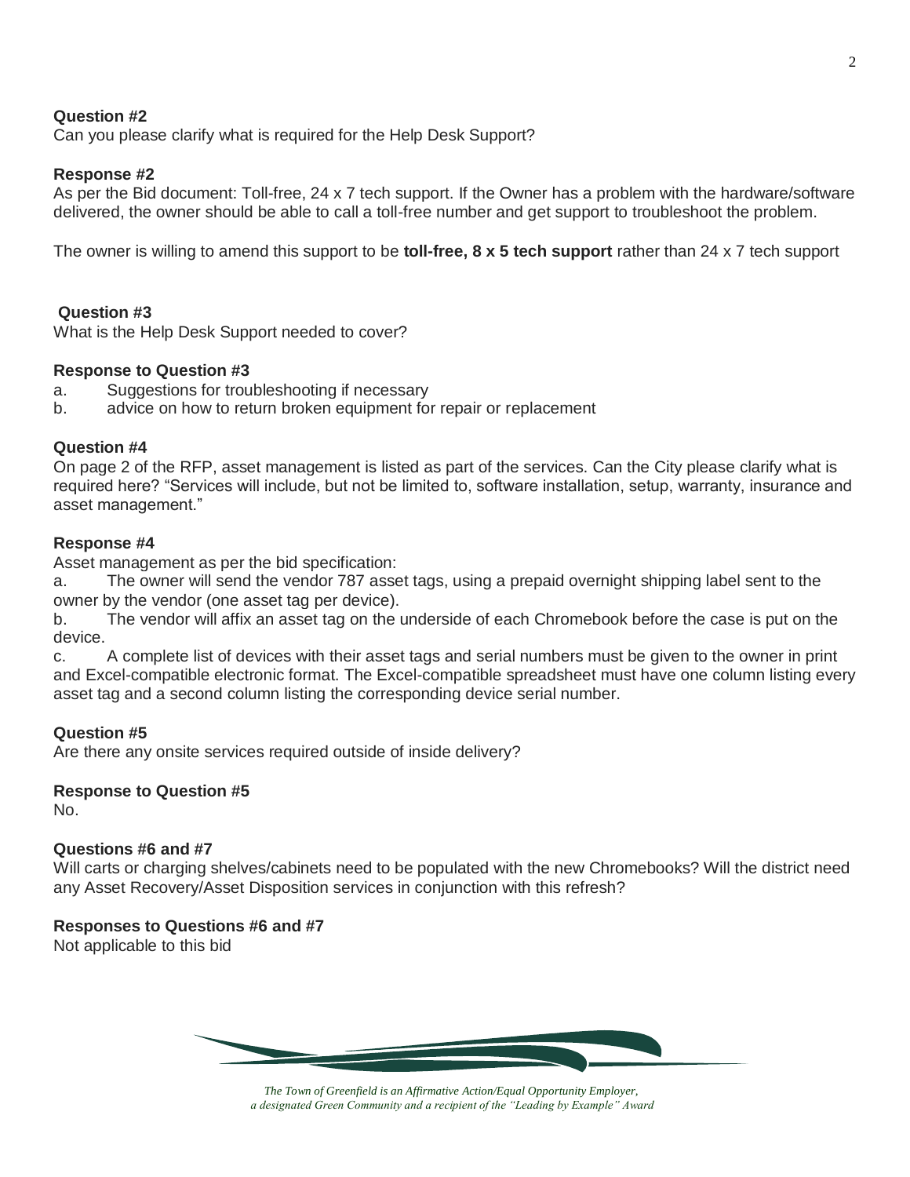**Question #2**

Can you please clarify what is required for the Help Desk Support?

**Response #2**

As per the Bid document: Toll-free, 24 x 7 tech support. If the Owner has a problem with the hardware/software delivered, the owner should be able to call a toll-free number and get support to troubleshoot the problem.

The owner is willing to amend this support to be **toll-free, 8 x 5 tech support** rather than 24 x 7 tech support

**Question #3**

What is the Help Desk Support needed to cover?

**Response to Question #3**

a. Suggestions for troubleshooting if necessary
b. advice on how to return broken equipment for repair or replacement

**Question #4**

On page 2 of the RFP, asset management is listed as part of the services. Can the City please clarify what is required here? "Services will include, but not be limited to, software installation, setup, warranty, insurance and asset management."

**Response #4**

Asset management as per the bid specification:

a. The owner will send the vendor 787 asset tags, using a prepaid overnight shipping label sent to the owner by the vendor (one asset tag per device).
b. The vendor will affix an asset tag on the underside of each Chromebook before the case is put on the device.
c. A complete list of devices with their asset tags and serial numbers must be given to the owner in print and Excel-compatible electronic format. The Excel-compatible spreadsheet must have one column listing every asset tag and a second column listing the corresponding device serial number.

**Question #5**

Are there any onsite services required outside of inside delivery?

**Response to Question #5**

No.

**Questions #6 and #7**

Will carts or charging shelves/cabinets need to be populated with the new Chromebooks? Will the district need any Asset Recovery/Asset Disposition services in conjunction with this refresh?

**Responses to Questions #6 and #7**

Not applicable to this bid

*The Town of Greenfield is an Affirmative Action/Equal Opportunity Employer, a designated Green Community and a recipient of the "Leading by Example" Award*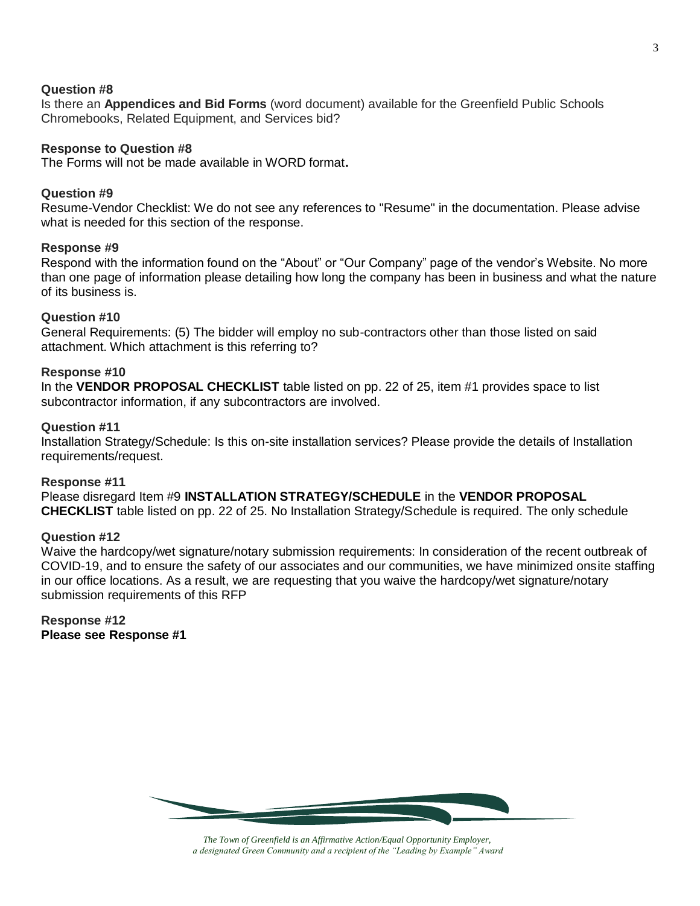**Question #8**
Is there an **Appendices and Bid Forms** (word document) available for the Greenfield Public Schools Chromebooks, Related Equipment, and Services bid?

**Response to Question #8**
The Forms will not be made available in WORD format**.**

**Question #9**
Resume-Vendor Checklist: We do not see any references to "Resume" in the documentation. Please advise what is needed for this section of the response.

**Response #9**
Respond with the information found on the "About" or "Our Company" page of the vendor's Website. No more than one page of information please detailing how long the company has been in business and what the nature of its business is.

**Question #10**
General Requirements: (5) The bidder will employ no sub-contractors other than those listed on said attachment. Which attachment is this referring to?

**Response #10**
In the **VENDOR PROPOSAL CHECKLIST** table listed on pp. 22 of 25, item #1 provides space to list subcontractor information, if any subcontractors are involved.

**Question #11**
Installation Strategy/Schedule: Is this on-site installation services? Please provide the details of Installation requirements/request.

**Response #11**
Please disregard Item #9 **INSTALLATION STRATEGY/SCHEDULE** in the **VENDOR PROPOSAL CHECKLIST** table listed on pp. 22 of 25. No Installation Strategy/Schedule is required. The only schedule

**Question #12**
Waive the hardcopy/wet signature/notary submission requirements: In consideration of the recent outbreak of COVID-19, and to ensure the safety of our associates and our communities, we have minimized onsite staffing in our office locations. As a result, we are requesting that you waive the hardcopy/wet signature/notary submission requirements of this RFP

**Response #12**
**Please see Response #1**

*The Town of Greenfield is an Affirmative Action/Equal Opportunity Employer, a designated Green Community and a recipient of the "Leading by Example" Award*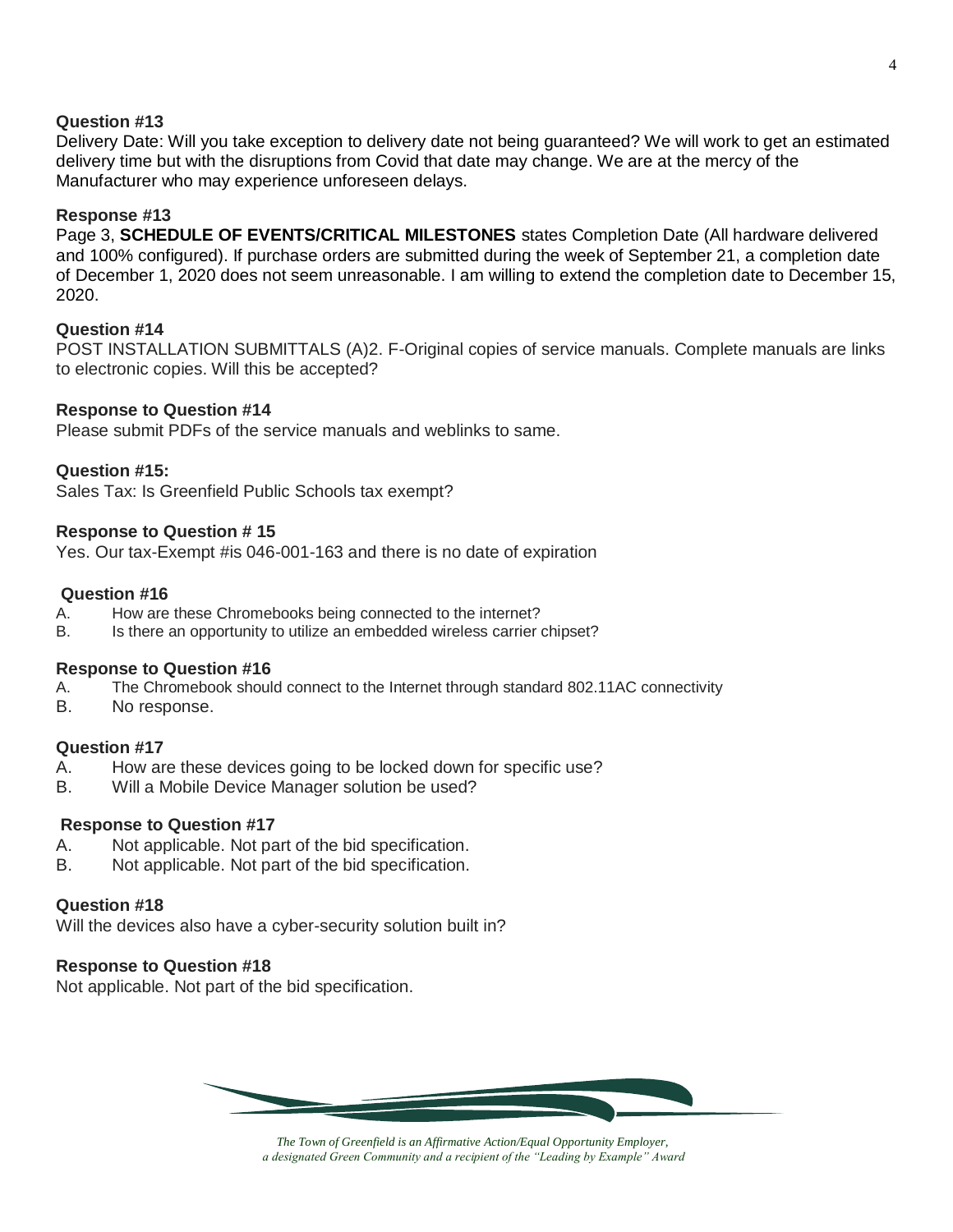**Question #13**

Delivery Date: Will you take exception to delivery date not being guaranteed? We will work to get an estimated delivery time but with the disruptions from Covid that date may change. We are at the mercy of the Manufacturer who may experience unforeseen delays.

**Response #13**

Page 3, **SCHEDULE OF EVENTS/CRITICAL MILESTONES** states Completion Date (All hardware delivered and 100% configured). If purchase orders are submitted during the week of September 21, a completion date of December 1, 2020 does not seem unreasonable. I am willing to extend the completion date to December 15, 2020.

**Question #14**

POST INSTALLATION SUBMITTALS (A)2. F-Original copies of service manuals. Complete manuals are links to electronic copies. Will this be accepted?

**Response to Question #14**

Please submit PDFs of the service manuals and weblinks to same.

**Question #15:**

Sales Tax: Is Greenfield Public Schools tax exempt?

**Response to Question # 15**

Yes. Our tax-Exempt #is 046-001-163 and there is no date of expiration

**Question #16**

A. How are these Chromebooks being connected to the internet?
B. Is there an opportunity to utilize an embedded wireless carrier chipset?

**Response to Question #16**

A. The Chromebook should connect to the Internet through standard 802.11AC connectivity
B. No response.

**Question #17**

A. How are these devices going to be locked down for specific use?
B. Will a Mobile Device Manager solution be used?

**Response to Question #17**

A. Not applicable. Not part of the bid specification.
B. Not applicable. Not part of the bid specification.

**Question #18**

Will the devices also have a cyber-security solution built in?

**Response to Question #18**

Not applicable. Not part of the bid specification.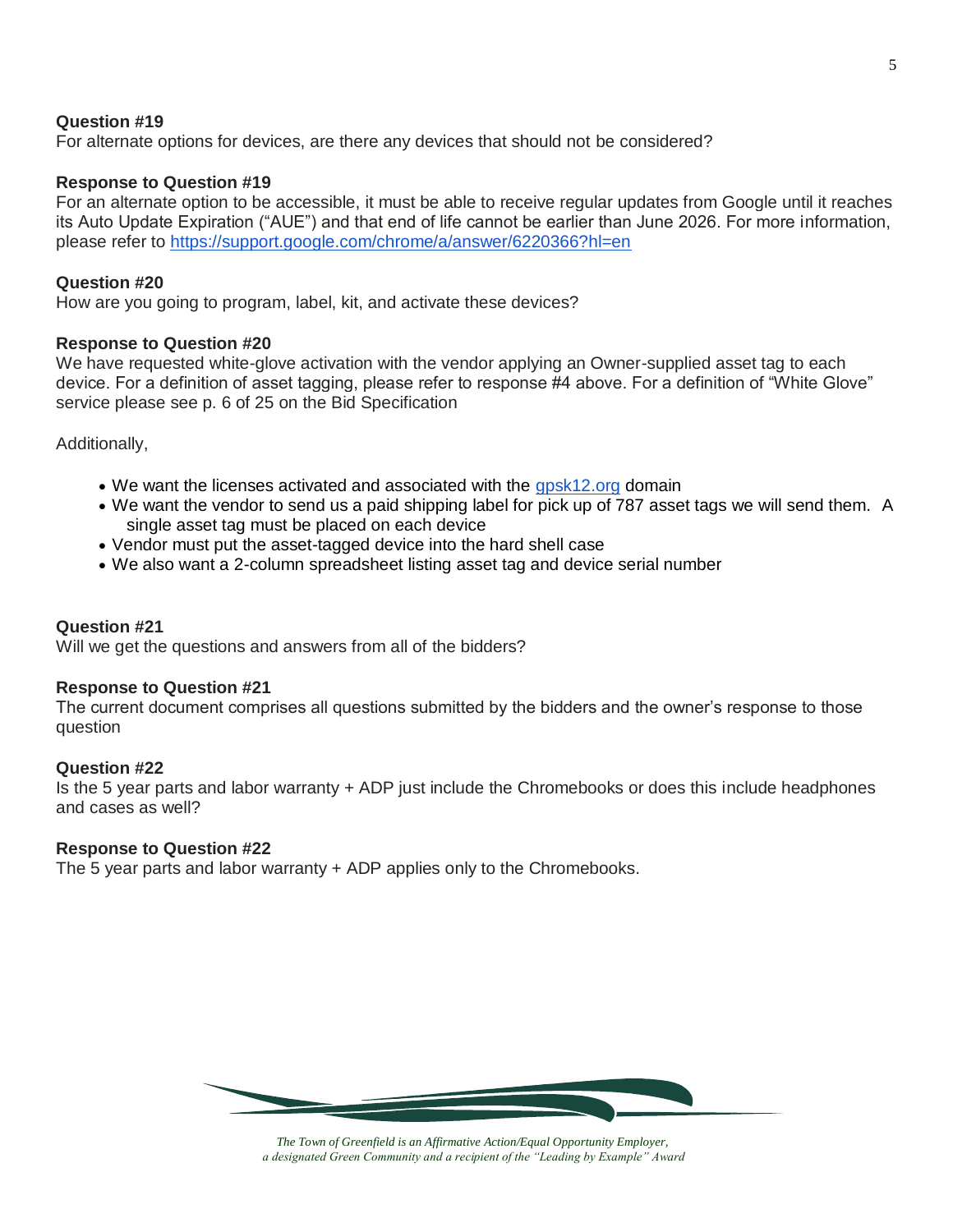**Question #19**

For alternate options for devices, are there any devices that should not be considered?

**Response to Question #19**

For an alternate option to be accessible, it must be able to receive regular updates from Google until it reaches its Auto Update Expiration ("AUE") and that end of life cannot be earlier than June 2026. For more information, please refer to https://support.google.com/chrome/a/answer/6220366?hl=en

**Question #20**

How are you going to program, label, kit, and activate these devices?

**Response to Question #20**

We have requested white-glove activation with the vendor applying an Owner-supplied asset tag to each device. For a definition of asset tagging, please refer to response #4 above. For a definition of "White Glove" service please see p. 6 of 25 on the Bid Specification

Additionally,

- We want the licenses activated and associated with the gpsk12.org domain
- We want the vendor to send us a paid shipping label for pick up of 787 asset tags we will send them. A single asset tag must be placed on each device
- Vendor must put the asset-tagged device into the hard shell case
- We also want a 2-column spreadsheet listing asset tag and device serial number

**Question #21**

Will we get the questions and answers from all of the bidders?

**Response to Question #21**

The current document comprises all questions submitted by the bidders and the owner's response to those question

**Question #22**

Is the 5 year parts and labor warranty + ADP just include the Chromebooks or does this include headphones and cases as well?

**Response to Question #22**

The 5 year parts and labor warranty + ADP applies only to the Chromebooks.

*The Town of Greenfield is an Affirmative Action/Equal Opportunity Employer, a designated Green Community and a recipient of the "Leading by Example" Award*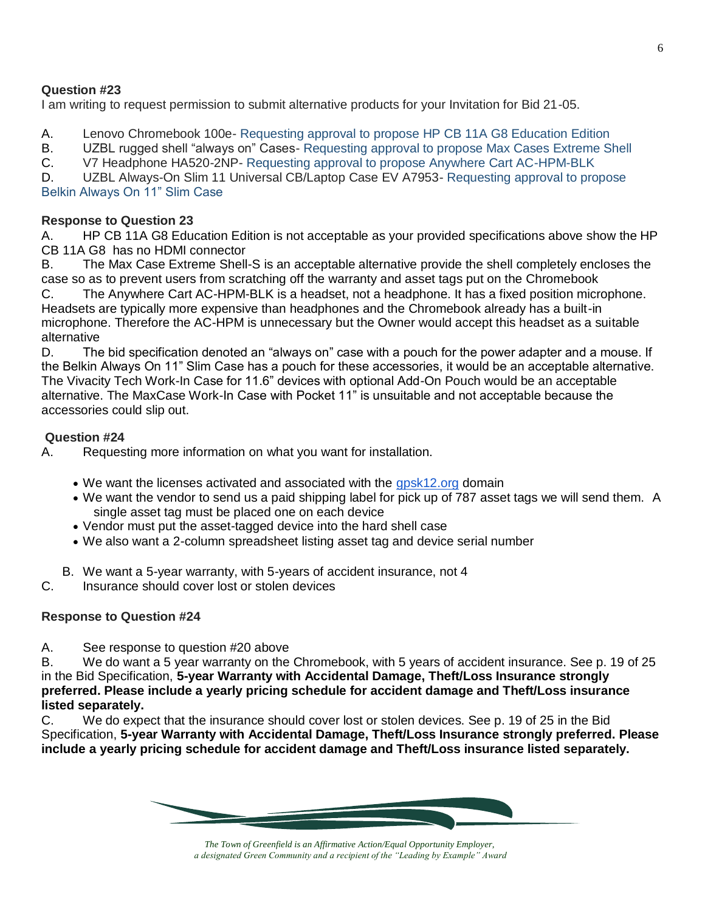**Question #23**

I am writing to request permission to submit alternative products for your Invitation for Bid 21-05.

A. Lenovo Chromebook 100e- Requesting approval to propose HP CB 11A G8 Education Edition
B. UZBL rugged shell "always on" Cases- Requesting approval to propose Max Cases Extreme Shell
C. V7 Headphone HA520-2NP- Requesting approval to propose Anywhere Cart AC-HPM-BLK
D. UZBL Always-On Slim 11 Universal CB/Laptop Case EV A7953- Requesting approval to propose Belkin Always On 11" Slim Case

**Response to Question 23**

A. HP CB 11A G8 Education Edition is not acceptable as your provided specifications above show the HP CB 11A G8 has no HDMI connector
B. The Max Case Extreme Shell-S is an acceptable alternative provide the shell completely encloses the case so as to prevent users from scratching off the warranty and asset tags put on the Chromebook
C. The Anywhere Cart AC-HPM-BLK is a headset, not a headphone. It has a fixed position microphone. Headsets are typically more expensive than headphones and the Chromebook already has a built-in microphone. Therefore the AC-HPM is unnecessary but the Owner would accept this headset as a suitable alternative
D. The bid specification denoted an "always on" case with a pouch for the power adapter and a mouse. If the Belkin Always On 11" Slim Case has a pouch for these accessories, it would be an acceptable alternative. The Vivacity Tech Work-In Case for 11.6" devices with optional Add-On Pouch would be an acceptable alternative. The MaxCase Work-In Case with Pocket 11" is unsuitable and not acceptable because the accessories could slip out.

**Question #24**

A. Requesting more information on what you want for installation.

- We want the licenses activated and associated with the gpsk12.org domain
- We want the vendor to send us a paid shipping label for pick up of 787 asset tags we will send them. A single asset tag must be placed one on each device
- Vendor must put the asset-tagged device into the hard shell case
- We also want a 2-column spreadsheet listing asset tag and device serial number

B. We want a 5-year warranty, with 5-years of accident insurance, not 4
C. Insurance should cover lost or stolen devices

**Response to Question #24**

A. See response to question #20 above
B. We do want a 5 year warranty on the Chromebook, with 5 years of accident insurance. See p. 19 of 25 in the Bid Specification, **5-year Warranty with Accidental Damage, Theft/Loss Insurance strongly preferred. Please include a yearly pricing schedule for accident damage and Theft/Loss insurance listed separately.**
C. We do expect that the insurance should cover lost or stolen devices. See p. 19 of 25 in the Bid Specification, **5-year Warranty with Accidental Damage, Theft/Loss Insurance strongly preferred. Please include a yearly pricing schedule for accident damage and Theft/Loss insurance listed separately.**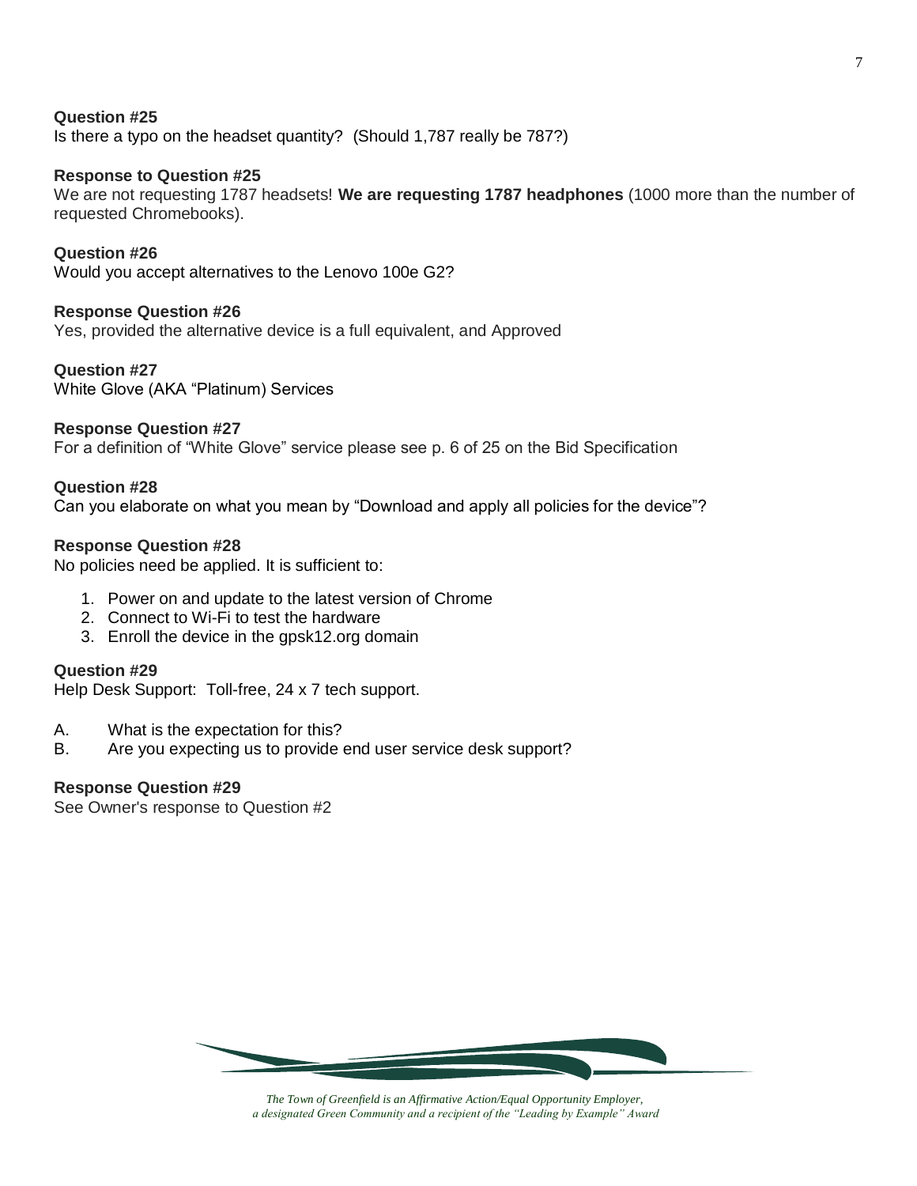**Question #25**
Is there a typo on the headset quantity? (Should 1,787 really be 787?)

**Response to Question #25**
We are not requesting 1787 headsets! **We are requesting 1787 headphones** (1000 more than the number of requested Chromebooks).

**Question #26**
Would you accept alternatives to the Lenovo 100e G2?

**Response Question #26**
Yes, provided the alternative device is a full equivalent, and Approved

**Question #27**
White Glove (AKA "Platinum) Services

**Response Question #27**
For a definition of "White Glove" service please see p. 6 of 25 on the Bid Specification

**Question #28**
Can you elaborate on what you mean by "Download and apply all policies for the device"?

**Response Question #28**
No policies need be applied. It is sufficient to:

1. Power on and update to the latest version of Chrome
2. Connect to Wi-Fi to test the hardware
3. Enroll the device in the gpsk12.org domain

**Question #29**
Help Desk Support: Toll-free, 24 x 7 tech support.

A. What is the expectation for this?
B. Are you expecting us to provide end user service desk support?

**Response Question #29**
See Owner's response to Question #2

*The Town of Greenfield is an Affirmative Action/Equal Opportunity Employer, a designated Green Community and a recipient of the "Leading by Example" Award*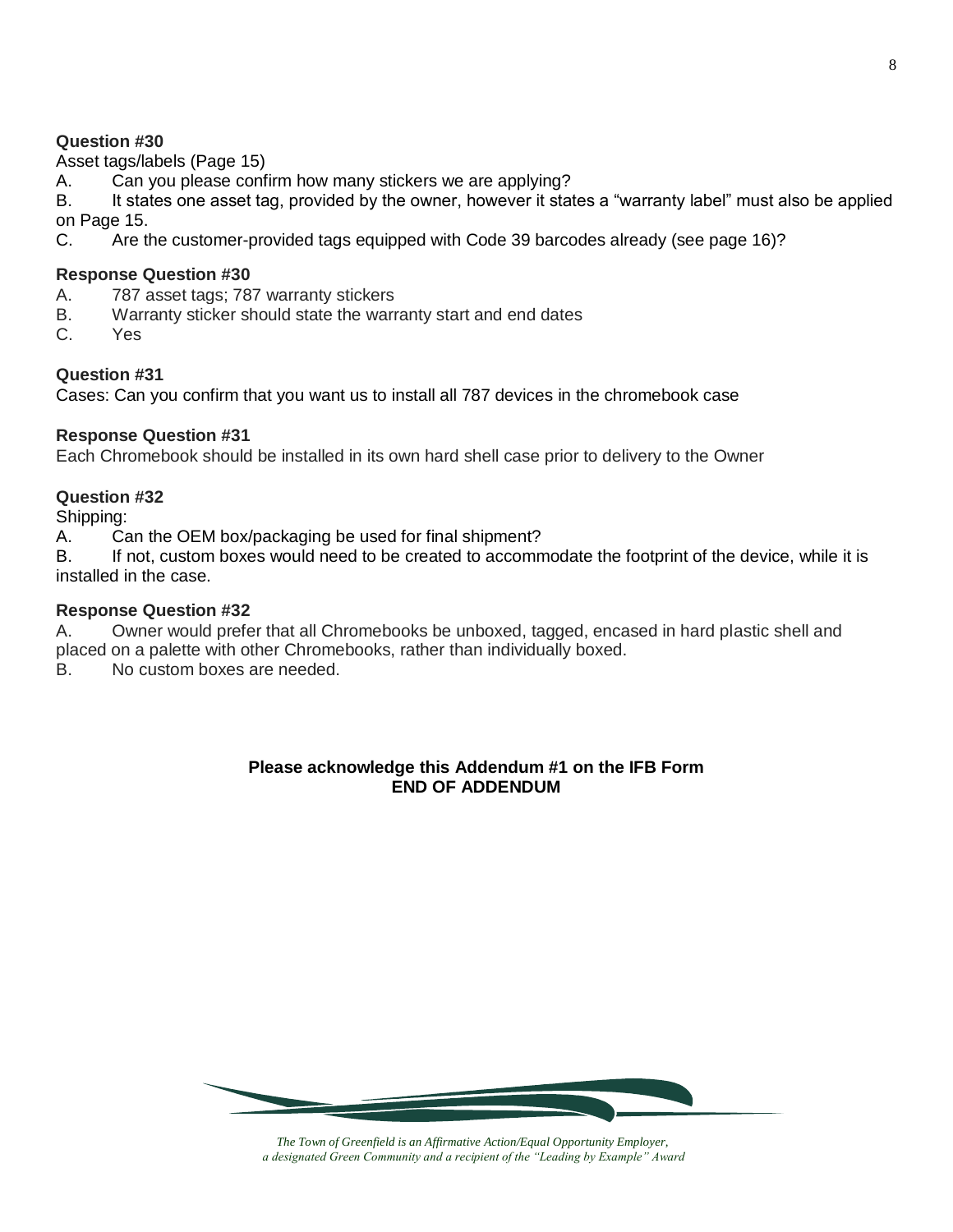**Question #30**

Asset tags/labels (Page 15)

A. Can you please confirm how many stickers we are applying?

B. It states one asset tag, provided by the owner, however it states a "warranty label" must also be applied on Page 15.

C. Are the customer-provided tags equipped with Code 39 barcodes already (see page 16)?

**Response Question #30**

A. 787 asset tags; 787 warranty stickers

B. Warranty sticker should state the warranty start and end dates

C. Yes

**Question #31**

Cases: Can you confirm that you want us to install all 787 devices in the chromebook case

**Response Question #31**

Each Chromebook should be installed in its own hard shell case prior to delivery to the Owner

**Question #32**

Shipping:

A. Can the OEM box/packaging be used for final shipment?

B. If not, custom boxes would need to be created to accommodate the footprint of the device, while it is installed in the case.

**Response Question #32**

A. Owner would prefer that all Chromebooks be unboxed, tagged, encased in hard plastic shell and placed on a palette with other Chromebooks, rather than individually boxed.

B. No custom boxes are needed.

**Please acknowledge this Addendum #1 on the IFB Form**

**END OF ADDENDUM**

*The Town of Greenfield is an Affirmative Action/Equal Opportunity Employer, a designated Green Community and a recipient of the "Leading by Example" Award*